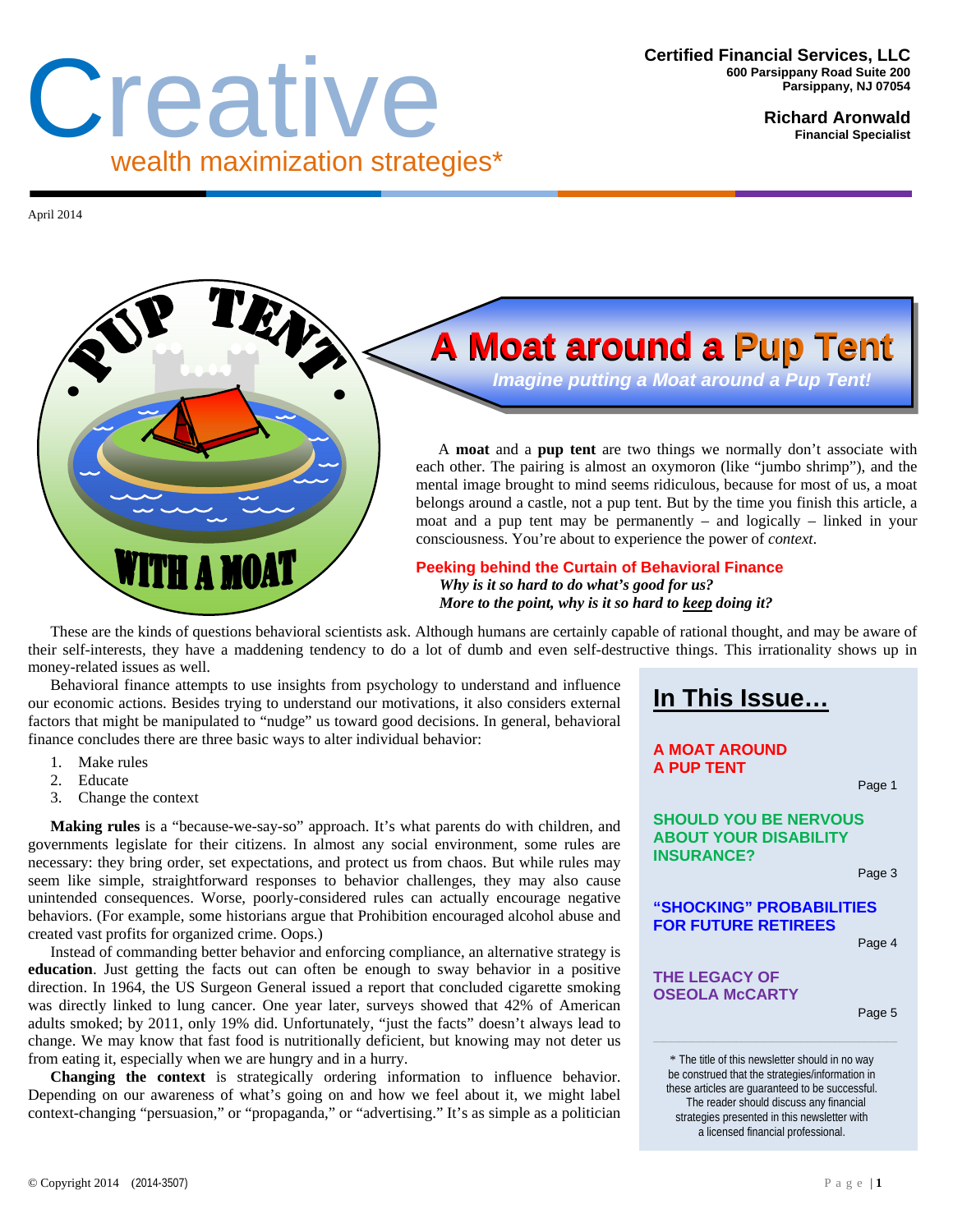# Creative

wealth maximization strategies*

**Certified Financial Services, LLC**
600 Parsippany Road Suite 200
Parsippany, NJ 07054

**Richard Aronwald**
Financial Specialist

April 2014

## A Moat around a Pup Tent

*Imagine putting a Moat around a Pup Tent!*

A **moat** and a **pup tent** are two things we normally don't associate with each other. The pairing is almost an oxymoron (like "jumbo shrimp"), and the mental image brought to mind seems ridiculous, because for most of us, a moat belongs around a castle, not a pup tent. But by the time you finish this article, a moat and a pup tent may be permanently – and logically – linked in your consciousness. You're about to experience the power of *context*.

### Peeking behind the Curtain of Behavioral Finance

***Why is it so hard to do what's good for us?***
***More to the point, why is it so hard to keep doing it?***

These are the kinds of questions behavioral scientists ask. Although humans are certainly capable of rational thought, and may be aware of their self-interests, they have a maddening tendency to do a lot of dumb and even self-destructive things. This irrationality shows up in money-related issues as well.

Behavioral finance attempts to use insights from psychology to understand and influence our economic actions. Besides trying to understand our motivations, it also considers external factors that might be manipulated to "nudge" us toward good decisions. In general, behavioral finance concludes there are three basic ways to alter individual behavior:

1. Make rules
2. Educate
3. Change the context

**Making rules** is a "because-we-say-so" approach. It's what parents do with children, and governments legislate for their citizens. In almost any social environment, some rules are necessary: they bring order, set expectations, and protect us from chaos. But while rules may seem like simple, straightforward responses to behavior challenges, they may also cause unintended consequences. Worse, poorly-considered rules can actually encourage negative behaviors. (For example, some historians argue that Prohibition encouraged alcohol abuse and created vast profits for organized crime. Oops.)

Instead of commanding better behavior and enforcing compliance, an alternative strategy is **education**. Just getting the facts out can often be enough to sway behavior in a positive direction. In 1964, the US Surgeon General issued a report that concluded cigarette smoking was directly linked to lung cancer. One year later, surveys showed that 42% of American adults smoked; by 2011, only 19% did. Unfortunately, "just the facts" doesn't always lead to change. We may know that fast food is nutritionally deficient, but knowing may not deter us from eating it, especially when we are hungry and in a hurry.

**Changing the context** is strategically ordering information to influence behavior. Depending on our awareness of what's going on and how we feel about it, we might label context-changing "persuasion," or "propaganda," or "advertising." It's as simple as a politician

---

## In This Issue…

**A MOAT AROUND A PUP TENT** — Page 1

**SHOULD YOU BE NERVOUS ABOUT YOUR DISABILITY INSURANCE?** — Page 3

**"SHOCKING" PROBABILITIES FOR FUTURE RETIREES** — Page 4

**THE LEGACY OF OSEOLA McCARTY** — Page 5

* The title of this newsletter should in no way be construed that the strategies/information in these articles are guaranteed to be successful. The reader should discuss any financial strategies presented in this newsletter with a licensed financial professional.

© Copyright 2014 (2014-3507)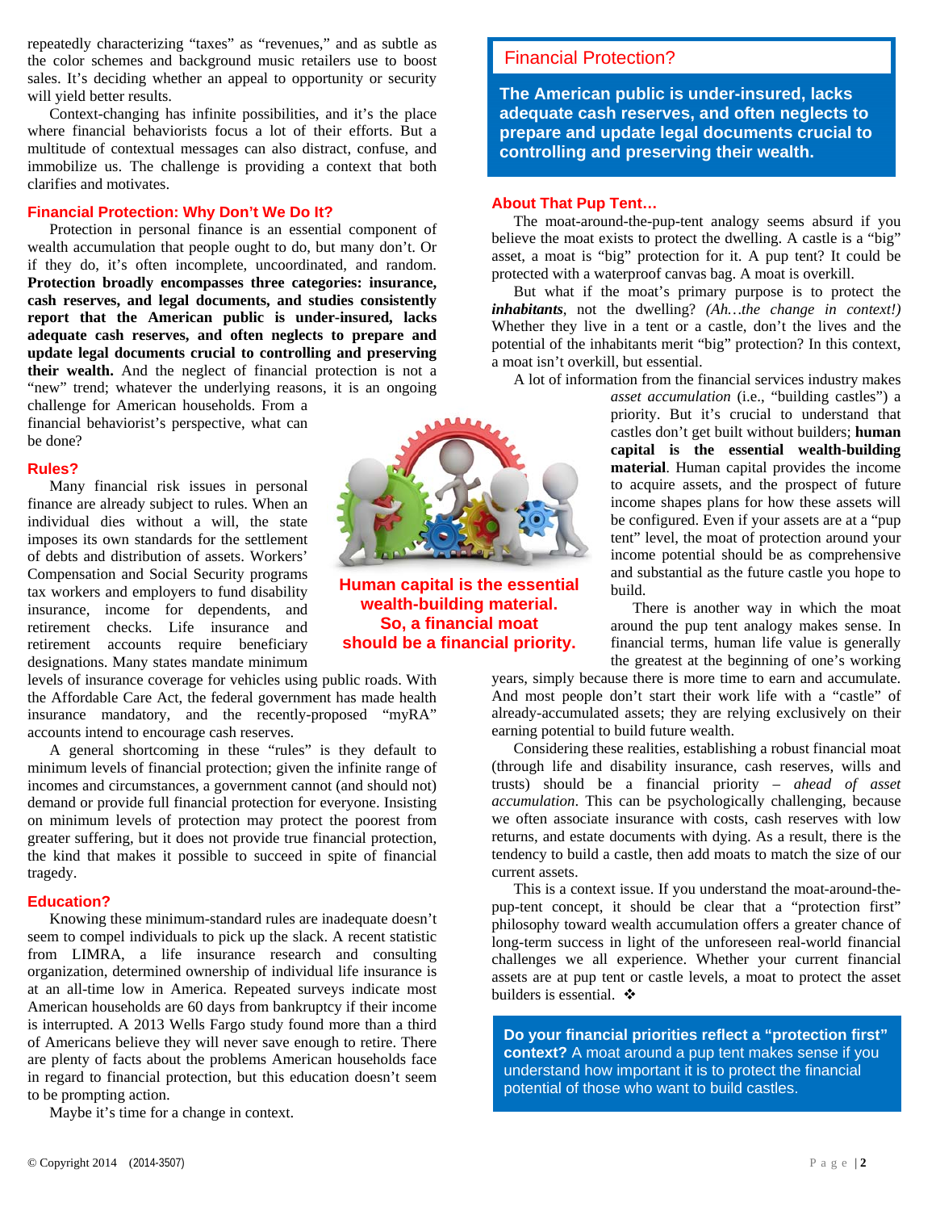repeatedly characterizing "taxes" as "revenues," and as subtle as the color schemes and background music retailers use to boost sales. It's deciding whether an appeal to opportunity or security will yield better results.

Context-changing has infinite possibilities, and it's the place where financial behaviorists focus a lot of their efforts. But a multitude of contextual messages can also distract, confuse, and immobilize us. The challenge is providing a context that both clarifies and motivates.

## Financial Protection: Why Don't We Do It?

Protection in personal finance is an essential component of wealth accumulation that people ought to do, but many don't. Or if they do, it's often incomplete, uncoordinated, and random. **Protection broadly encompasses three categories: insurance, cash reserves, and legal documents, and studies consistently report that the American public is under-insured, lacks adequate cash reserves, and often neglects to prepare and update legal documents crucial to controlling and preserving their wealth.** And the neglect of financial protection is not a "new" trend; whatever the underlying reasons, it is an ongoing challenge for American households. From a financial behaviorist's perspective, what can be done?

## Rules?

Many financial risk issues in personal finance are already subject to rules. When an individual dies without a will, the state imposes its own standards for the settlement of debts and distribution of assets. Workers' Compensation and Social Security programs tax workers and employers to fund disability insurance, income for dependents, and retirement checks. Life insurance and retirement accounts require beneficiary designations. Many states mandate minimum levels of insurance coverage for vehicles using public roads. With the Affordable Care Act, the federal government has made health insurance mandatory, and the recently-proposed "myRA" accounts intend to encourage cash reserves.

A general shortcoming in these "rules" is they default to minimum levels of financial protection; given the infinite range of incomes and circumstances, a government cannot (and should not) demand or provide full financial protection for everyone. Insisting on minimum levels of protection may protect the poorest from greater suffering, but it does not provide true financial protection, the kind that makes it possible to succeed in spite of financial tragedy.

## Education?

Knowing these minimum-standard rules are inadequate doesn't seem to compel individuals to pick up the slack. A recent statistic from LIMRA, a life insurance research and consulting organization, determined ownership of individual life insurance is at an all-time low in America. Repeated surveys indicate most American households are 60 days from bankruptcy if their income is interrupted. A 2013 Wells Fargo study found more than a third of Americans believe they will never save enough to retire. There are plenty of facts about the problems American households face in regard to financial protection, but this education doesn't seem to be prompting action.

Maybe it's time for a change in context.

**Human capital is the essential wealth-building material. So, a financial moat should be a financial priority.**

> **Financial Protection?**
>
> **The American public is under-insured, lacks adequate cash reserves, and often neglects to prepare and update legal documents crucial to controlling and preserving their wealth.**

## About That Pup Tent…

The moat-around-the-pup-tent analogy seems absurd if you believe the moat exists to protect the dwelling. A castle is a "big" asset, a moat is "big" protection for it. A pup tent? It could be protected with a waterproof canvas bag. A moat is overkill.

But what if the moat's primary purpose is to protect the ***inhabitants***, not the dwelling? *(Ah…the change in context!)* Whether they live in a tent or a castle, don't the lives and the potential of the inhabitants merit "big" protection? In this context, a moat isn't overkill, but essential.

A lot of information from the financial services industry makes *asset accumulation* (i.e., "building castles") a priority. But it's crucial to understand that castles don't get built without builders; **human capital is the essential wealth-building material**. Human capital provides the income to acquire assets, and the prospect of future income shapes plans for how these assets will be configured. Even if your assets are at a "pup tent" level, the moat of protection around your income potential should be as comprehensive and substantial as the future castle you hope to build.

There is another way in which the moat around the pup tent analogy makes sense. In financial terms, human life value is generally the greatest at the beginning of one's working years, simply because there is more time to earn and accumulate. And most people don't start their work life with a "castle" of already-accumulated assets; they are relying exclusively on their earning potential to build future wealth.

Considering these realities, establishing a robust financial moat (through life and disability insurance, cash reserves, wills and trusts) should be a financial priority – *ahead of asset accumulation*. This can be psychologically challenging, because we often associate insurance with costs, cash reserves with low returns, and estate documents with dying. As a result, there is the tendency to build a castle, then add moats to match the size of our current assets.

This is a context issue. If you understand the moat-around-the-pup-tent concept, it should be clear that a "protection first" philosophy toward wealth accumulation offers a greater chance of long-term success in light of the unforeseen real-world financial challenges we all experience. Whether your current financial assets are at pup tent or castle levels, a moat to protect the asset builders is essential. ❖

> **Do your financial priorities reflect a "protection first" context?** A moat around a pup tent makes sense if you understand how important it is to protect the financial potential of those who want to build castles.

© Copyright 2014 (2014-3507)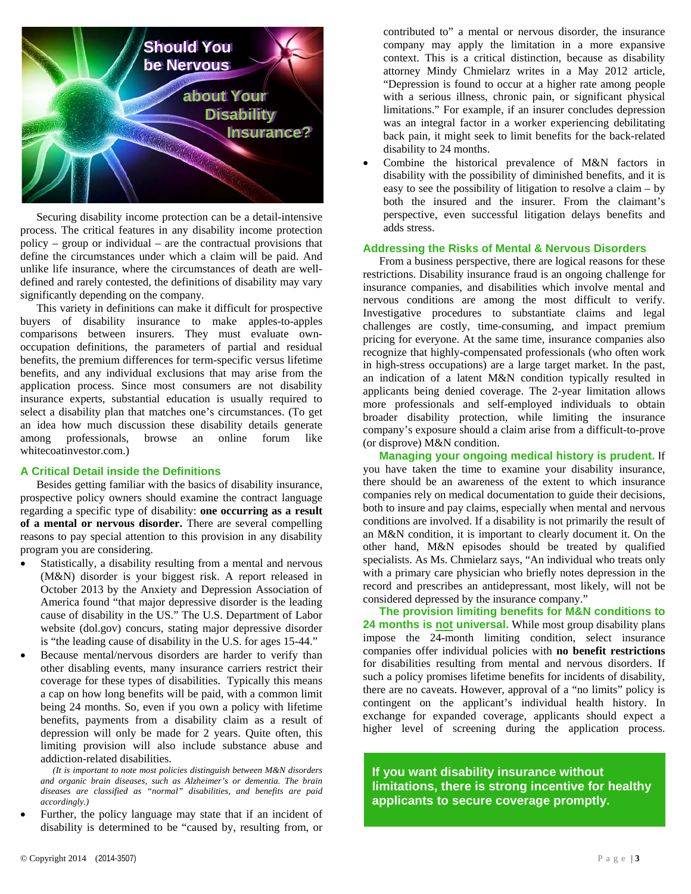# Should You be Nervous about Your Disability Insurance?

Securing disability income protection can be a detail-intensive process. The critical features in any disability income protection policy – group or individual – are the contractual provisions that define the circumstances under which a claim will be paid. And unlike life insurance, where the circumstances of death are well-defined and rarely contested, the definitions of disability may vary significantly depending on the company.

This variety in definitions can make it difficult for prospective buyers of disability insurance to make apples-to-apples comparisons between insurers. They must evaluate own-occupation definitions, the parameters of partial and residual benefits, the premium differences for term-specific versus lifetime benefits, and any individual exclusions that may arise from the application process. Since most consumers are not disability insurance experts, substantial education is usually required to select a disability plan that matches one's circumstances. (To get an idea how much discussion these disability details generate among professionals, browse an online forum like whitecoatinvestor.com.)

## A Critical Detail inside the Definitions

Besides getting familiar with the basics of disability insurance, prospective policy owners should examine the contract language regarding a specific type of disability: **one occurring as a result of a mental or nervous disorder.** There are several compelling reasons to pay special attention to this provision in any disability program you are considering.

- Statistically, a disability resulting from a mental and nervous (M&N) disorder is your biggest risk. A report released in October 2013 by the Anxiety and Depression Association of America found "that major depressive disorder is the leading cause of disability in the US." The U.S. Department of Labor website (dol.gov) concurs, stating major depressive disorder is "the leading cause of disability in the U.S. for ages 15-44."
- Because mental/nervous disorders are harder to verify than other disabling events, many insurance carriers restrict their coverage for these types of disabilities. Typically this means a cap on how long benefits will be paid, with a common limit being 24 months. So, even if you own a policy with lifetime benefits, payments from a disability claim as a result of depression will only be made for 2 years. Quite often, this limiting provision will also include substance abuse and addiction-related disabilities.

  *(It is important to note most policies distinguish between M&N disorders and organic brain diseases, such as Alzheimer's or dementia. The brain diseases are classified as "normal" disabilities, and benefits are paid accordingly.)*
- Further, the policy language may state that if an incident of disability is determined to be "caused by, resulting from, or contributed to" a mental or nervous disorder, the insurance company may apply the limitation in a more expansive context. This is a critical distinction, because as disability attorney Mindy Chmielarz writes in a May 2012 article, "Depression is found to occur at a higher rate among people with a serious illness, chronic pain, or significant physical limitations." For example, if an insurer concludes depression was an integral factor in a worker experiencing debilitating back pain, it might seek to limit benefits for the back-related disability to 24 months.
- Combine the historical prevalence of M&N factors in disability with the possibility of diminished benefits, and it is easy to see the possibility of litigation to resolve a claim – by both the insured and the insurer. From the claimant's perspective, even successful litigation delays benefits and adds stress.

## Addressing the Risks of Mental & Nervous Disorders

From a business perspective, there are logical reasons for these restrictions. Disability insurance fraud is an ongoing challenge for insurance companies, and disabilities which involve mental and nervous conditions are among the most difficult to verify. Investigative procedures to substantiate claims and legal challenges are costly, time-consuming, and impact premium pricing for everyone. At the same time, insurance companies also recognize that highly-compensated professionals (who often work in high-stress occupations) are a large target market. In the past, an indication of a latent M&N condition typically resulted in applicants being denied coverage. The 2-year limitation allows more professionals and self-employed individuals to obtain broader disability protection, while limiting the insurance company's exposure should a claim arise from a difficult-to-prove (or disprove) M&N condition.

**Managing your ongoing medical history is prudent.** If you have taken the time to examine your disability insurance, there should be an awareness of the extent to which insurance companies rely on medical documentation to guide their decisions, both to insure and pay claims, especially when mental and nervous conditions are involved. If a disability is not primarily the result of an M&N condition, it is important to clearly document it. On the other hand, M&N episodes should be treated by qualified specialists. As Ms. Chmielarz says, "An individual who treats only with a primary care physician who briefly notes depression in the record and prescribes an antidepressant, most likely, will not be considered depressed by the insurance company."

**The provision limiting benefits for M&N conditions to 24 months is not universal.** While most group disability plans impose the 24-month limiting condition, select insurance companies offer individual policies with **no benefit restrictions** for disabilities resulting from mental and nervous disorders. If such a policy promises lifetime benefits for incidents of disability, there are no caveats. However, approval of a "no limits" policy is contingent on the applicant's individual health history. In exchange for expanded coverage, applicants should expect a higher level of screening during the application process.

**If you want disability insurance without limitations, there is strong incentive for healthy applicants to secure coverage promptly.**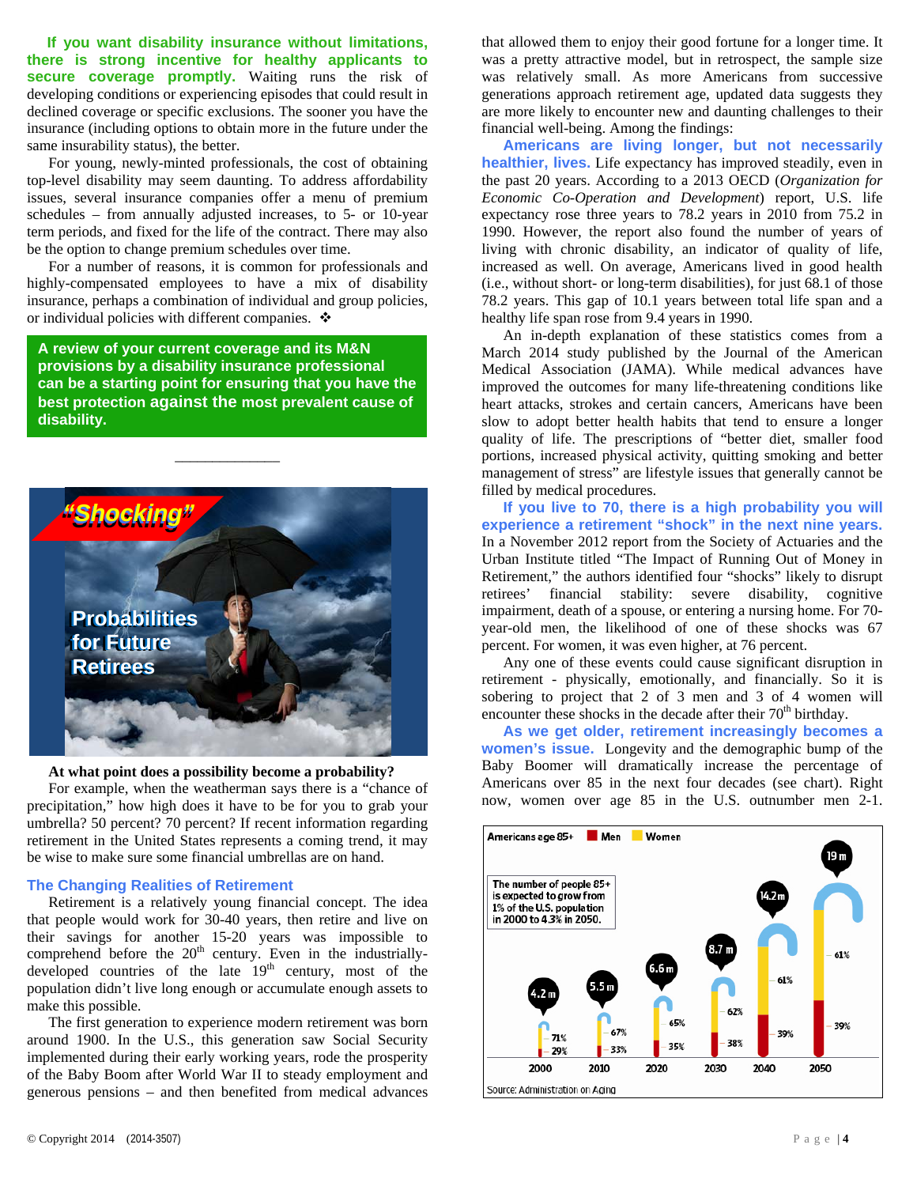**If you want disability insurance without limitations, there is strong incentive for healthy applicants to secure coverage promptly.** Waiting runs the risk of developing conditions or experiencing episodes that could result in declined coverage or specific exclusions. The sooner you have the insurance (including options to obtain more in the future under the same insurability status), the better.

For young, newly-minted professionals, the cost of obtaining top-level disability may seem daunting. To address affordability issues, several insurance companies offer a menu of premium schedules – from annually adjusted increases, to 5- or 10-year term periods, and fixed for the life of the contract. There may also be the option to change premium schedules over time.

For a number of reasons, it is common for professionals and highly-compensated employees to have a mix of disability insurance, perhaps a combination of individual and group policies, or individual policies with different companies. ❖

**A review of your current coverage and its M&N provisions by a disability insurance professional can be a starting point for ensuring that you have the best protection against the most prevalent cause of disability.**

---

## "Shocking" Probabilities for Future Retirees

**At what point does a possibility become a probability?**

For example, when the weatherman says there is a "chance of precipitation," how high does it have to be for you to grab your umbrella? 50 percent? 70 percent? If recent information regarding retirement in the United States represents a coming trend, it may be wise to make sure some financial umbrellas are on hand.

### The Changing Realities of Retirement

Retirement is a relatively young financial concept. The idea that people would work for 30-40 years, then retire and live on their savings for another 15-20 years was impossible to comprehend before the 20th century. Even in the industrially-developed countries of the late 19th century, most of the population didn't live long enough or accumulate enough assets to make this possible.

The first generation to experience modern retirement was born around 1900. In the U.S., this generation saw Social Security implemented during their early working years, rode the prosperity of the Baby Boom after World War II to steady employment and generous pensions – and then benefited from medical advances that allowed them to enjoy their good fortune for a longer time. It was a pretty attractive model, but in retrospect, the sample size was relatively small. As more Americans from successive generations approach retirement age, updated data suggests they are more likely to encounter new and daunting challenges to their financial well-being. Among the findings:

**Americans are living longer, but not necessarily healthier, lives.** Life expectancy has improved steadily, even in the past 20 years. According to a 2013 OECD (*Organization for Economic Co-Operation and Development*) report, U.S. life expectancy rose three years to 78.2 years in 2010 from 75.2 in 1990. However, the report also found the number of years of living with chronic disability, an indicator of quality of life, increased as well. On average, Americans lived in good health (i.e., without short- or long-term disabilities), for just 68.1 of those 78.2 years. This gap of 10.1 years between total life span and a healthy life span rose from 9.4 years in 1990.

An in-depth explanation of these statistics comes from a March 2014 study published by the Journal of the American Medical Association (JAMA). While medical advances have improved the outcomes for many life-threatening conditions like heart attacks, strokes and certain cancers, Americans have been slow to adopt better health habits that tend to ensure a longer quality of life. The prescriptions of "better diet, smaller food portions, increased physical activity, quitting smoking and better management of stress" are lifestyle issues that generally cannot be filled by medical procedures.

**If you live to 70, there is a high probability you will experience a retirement "shock" in the next nine years.** In a November 2012 report from the Society of Actuaries and the Urban Institute titled "The Impact of Running Out of Money in Retirement," the authors identified four "shocks" likely to disrupt retirees' financial stability: severe disability, cognitive impairment, death of a spouse, or entering a nursing home. For 70-year-old men, the likelihood of one of these shocks was 67 percent. For women, it was even higher, at 76 percent.

Any one of these events could cause significant disruption in retirement - physically, emotionally, and financially. So it is sobering to project that 2 of 3 men and 3 of 4 women will encounter these shocks in the decade after their 70th birthday.

**As we get older, retirement increasingly becomes a women's issue.** Longevity and the demographic bump of the Baby Boomer will dramatically increase the percentage of Americans over 85 in the next four decades (see chart). Right now, women over age 85 in the U.S. outnumber men 2-1.

Americans age 85+ (Men / Women)

The number of people 85+ is expected to grow from 1% of the U.S. population in 2000 to 4.3% in 2050.

| Year | Total | Men | Women |
|---|---|---|---|
| 2000 | 4.2 m | 29% | 71% |
| 2010 | 5.5 m | 33% | 67% |
| 2020 | 6.6 m | 35% | 65% |
| 2030 | 8.7 m | 38% | 62% |
| 2040 | 14.2 m | 39% | 61% |
| 2050 | 19 m | 39% | 61% |

Source: Administration on Aging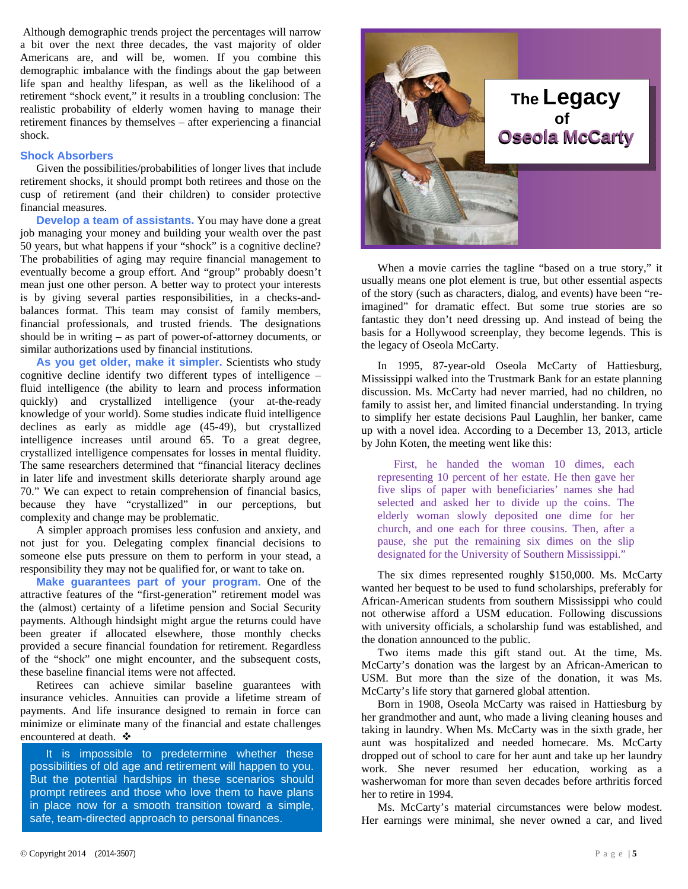Although demographic trends project the percentages will narrow a bit over the next three decades, the vast majority of older Americans are, and will be, women. If you combine this demographic imbalance with the findings about the gap between life span and healthy lifespan, as well as the likelihood of a retirement "shock event," it results in a troubling conclusion: The realistic probability of elderly women having to manage their retirement finances by themselves – after experiencing a financial shock.

### Shock Absorbers

Given the possibilities/probabilities of longer lives that include retirement shocks, it should prompt both retirees and those on the cusp of retirement (and their children) to consider protective financial measures.

**Develop a team of assistants.** You may have done a great job managing your money and building your wealth over the past 50 years, but what happens if your "shock" is a cognitive decline? The probabilities of aging may require financial management to eventually become a group effort. And "group" probably doesn't mean just one other person. A better way to protect your interests is by giving several parties responsibilities, in a checks-and-balances format. This team may consist of family members, financial professionals, and trusted friends. The designations should be in writing – as part of power-of-attorney documents, or similar authorizations used by financial institutions.

**As you get older, make it simpler.** Scientists who study cognitive decline identify two different types of intelligence – fluid intelligence (the ability to learn and process information quickly) and crystallized intelligence (your at-the-ready knowledge of your world). Some studies indicate fluid intelligence declines as early as middle age (45-49), but crystallized intelligence increases until around 65. To a great degree, crystallized intelligence compensates for losses in mental fluidity. The same researchers determined that "financial literacy declines in later life and investment skills deteriorate sharply around age 70." We can expect to retain comprehension of financial basics, because they have "crystallized" in our perceptions, but complexity and change may be problematic.

A simpler approach promises less confusion and anxiety, and not just for you. Delegating complex financial decisions to someone else puts pressure on them to perform in your stead, a responsibility they may not be qualified for, or want to take on.

**Make guarantees part of your program.** One of the attractive features of the "first-generation" retirement model was the (almost) certainty of a lifetime pension and Social Security payments. Although hindsight might argue the returns could have been greater if allocated elsewhere, those monthly checks provided a secure financial foundation for retirement. Regardless of the "shock" one might encounter, and the subsequent costs, these baseline financial items were not affected.

Retirees can achieve similar baseline guarantees with insurance vehicles. Annuities can provide a lifetime stream of payments. And life insurance designed to remain in force can minimize or eliminate many of the financial and estate challenges encountered at death. ❖

> It is impossible to predetermine whether these possibilities of old age and retirement will happen to you. But the potential hardships in these scenarios should prompt retirees and those who love them to have plans in place now for a smooth transition toward a simple, safe, team-directed approach to personal finances.

## The Legacy of Oseola McCarty

When a movie carries the tagline "based on a true story," it usually means one plot element is true, but other essential aspects of the story (such as characters, dialog, and events) have been "re-imagined" for dramatic effect. But some true stories are so fantastic they don't need dressing up. And instead of being the basis for a Hollywood screenplay, they become legends. This is the legacy of Oseola McCarty.

In 1995, 87-year-old Oseola McCarty of Hattiesburg, Mississippi walked into the Trustmark Bank for an estate planning discussion. Ms. McCarty had never married, had no children, no family to assist her, and limited financial understanding. In trying to simplify her estate decisions Paul Laughlin, her banker, came up with a novel idea. According to a December 13, 2013, article by John Koten, the meeting went like this:

> First, he handed the woman 10 dimes, each representing 10 percent of her estate. He then gave her five slips of paper with beneficiaries' names she had selected and asked her to divide up the coins. The elderly woman slowly deposited one dime for her church, and one each for three cousins. Then, after a pause, she put the remaining six dimes on the slip designated for the University of Southern Mississippi."

The six dimes represented roughly $150,000. Ms. McCarty wanted her bequest to be used to fund scholarships, preferably for African-American students from southern Mississippi who could not otherwise afford a USM education. Following discussions with university officials, a scholarship fund was established, and the donation announced to the public.

Two items made this gift stand out. At the time, Ms. McCarty's donation was the largest by an African-American to USM. But more than the size of the donation, it was Ms. McCarty's life story that garnered global attention.

Born in 1908, Oseola McCarty was raised in Hattiesburg by her grandmother and aunt, who made a living cleaning houses and taking in laundry. When Ms. McCarty was in the sixth grade, her aunt was hospitalized and needed homecare. Ms. McCarty dropped out of school to care for her aunt and take up her laundry work. She never resumed her education, working as a washerwoman for more than seven decades before arthritis forced her to retire in 1994.

Ms. McCarty's material circumstances were below modest. Her earnings were minimal, she never owned a car, and lived

© Copyright 2014 (2014-3507)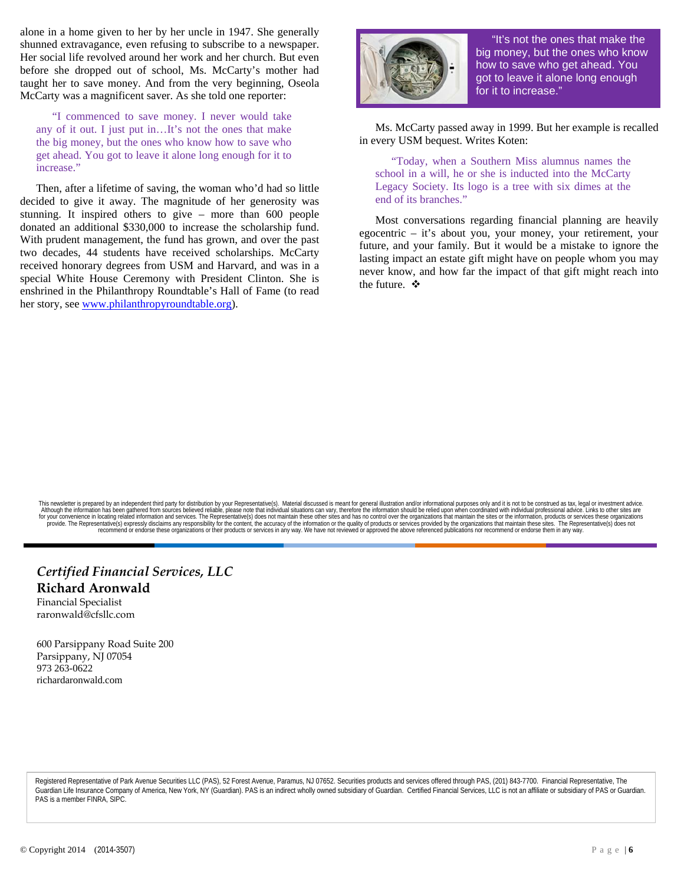alone in a home given to her by her uncle in 1947. She generally shunned extravagance, even refusing to subscribe to a newspaper. Her social life revolved around her work and her church. But even before she dropped out of school, Ms. McCarty's mother had taught her to save money. And from the very beginning, Oseola McCarty was a magnificent saver. As she told one reporter:

> "I commenced to save money. I never would take any of it out. I just put in…It's not the ones that make the big money, but the ones who know how to save who get ahead. You got to leave it alone long enough for it to increase."

Then, after a lifetime of saving, the woman who'd had so little decided to give it away. The magnitude of her generosity was stunning. It inspired others to give – more than 600 people donated an additional $330,000 to increase the scholarship fund. With prudent management, the fund has grown, and over the past two decades, 44 students have received scholarships. McCarty received honorary degrees from USM and Harvard, and was in a special White House Ceremony with President Clinton. She is enshrined in the Philanthropy Roundtable's Hall of Fame (to read her story, see www.philanthropyroundtable.org).

"It's not the ones that make the big money, but the ones who know how to save who get ahead. You got to leave it alone long enough for it to increase."

Ms. McCarty passed away in 1999. But her example is recalled in every USM bequest. Writes Koten:

> "Today, when a Southern Miss alumnus names the school in a will, he or she is inducted into the McCarty Legacy Society. Its logo is a tree with six dimes at the end of its branches."

Most conversations regarding financial planning are heavily egocentric – it's about you, your money, your retirement, your future, and your family. But it would be a mistake to ignore the lasting impact an estate gift might have on people whom you may never know, and how far the impact of that gift might reach into the future. ❖

This newsletter is prepared by an independent third party for distribution by your Representative(s). Material discussed is meant for general illustration and/or informational purposes only and it is not to be construed as tax, legal or investment advice. Although the information has been gathered from sources believed reliable, please note that individual situations can vary, therefore the information should be relied upon when coordinated with individual professional advice. Links to other sites are for your convenience in locating related information and services. The Representative(s) does not maintain these other sites and has no control over the organizations that maintain the sites or the information, products or services these organizations provide. The Representative(s) expressly disclaims any responsibility for the content, the accuracy of the information or the quality of products or services provided by the organizations that maintain these sites. The Representative(s) does not recommend or endorse these organizations or their products or services in any way. We have not reviewed or approved the above referenced publications nor recommend or endorse them in any way.

*Certified Financial Services, LLC*
**Richard Aronwald**
Financial Specialist
raronwald@cfsllc.com

600 Parsippany Road Suite 200
Parsippany, NJ 07054
973 263-0622
richardaronwald.com

Registered Representative of Park Avenue Securities LLC (PAS), 52 Forest Avenue, Paramus, NJ 07652. Securities products and services offered through PAS, (201) 843-7700. Financial Representative, The Guardian Life Insurance Company of America, New York, NY (Guardian). PAS is an indirect wholly owned subsidiary of Guardian. Certified Financial Services, LLC is not an affiliate or subsidiary of PAS or Guardian. PAS is a member FINRA, SIPC.

© Copyright 2014 (2014-3507)